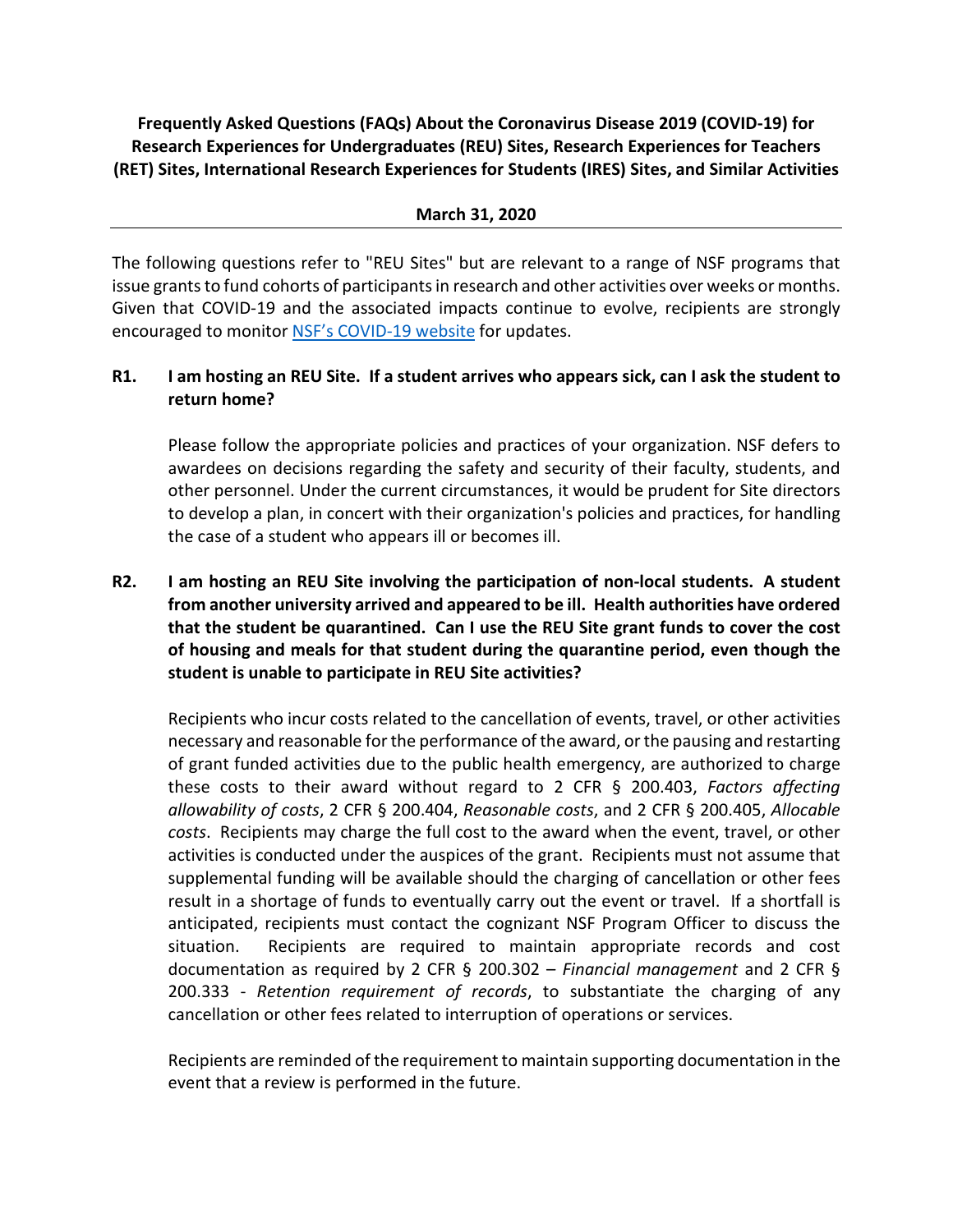**Frequently Asked Questions (FAQs) About the Coronavirus Disease 2019 (COVID-19) for Research Experiences for Undergraduates (REU) Sites, Research Experiences for Teachers (RET) Sites, International Research Experiences for Students (IRES) Sites, and Similar Activities**

**March 31, 2020**

---

The following questions refer to "REU Sites" but are relevant to a range of NSF programs that issue grants to fund cohorts of participants in research and other activities over weeks or months. Given that COVID-19 and the associated impacts continue to evolve, recipients are strongly encouraged to monitor [NSF's COVID-19 website]() for updates.

**R1. I am hosting an REU Site. If a student arrives who appears sick, can I ask the student to return home?**

Please follow the appropriate policies and practices of your organization. NSF defers to awardees on decisions regarding the safety and security of their faculty, students, and other personnel. Under the current circumstances, it would be prudent for Site directors to develop a plan, in concert with their organization's policies and practices, for handling the case of a student who appears ill or becomes ill.

**R2. I am hosting an REU Site involving the participation of non-local students. A student from another university arrived and appeared to be ill. Health authorities have ordered that the student be quarantined. Can I use the REU Site grant funds to cover the cost of housing and meals for that student during the quarantine period, even though the student is unable to participate in REU Site activities?**

Recipients who incur costs related to the cancellation of events, travel, or other activities necessary and reasonable for the performance of the award, or the pausing and restarting of grant funded activities due to the public health emergency, are authorized to charge these costs to their award without regard to 2 CFR § 200.403, *Factors affecting allowability of costs*, 2 CFR § 200.404, *Reasonable costs*, and 2 CFR § 200.405, *Allocable costs*. Recipients may charge the full cost to the award when the event, travel, or other activities is conducted under the auspices of the grant. Recipients must not assume that supplemental funding will be available should the charging of cancellation or other fees result in a shortage of funds to eventually carry out the event or travel. If a shortfall is anticipated, recipients must contact the cognizant NSF Program Officer to discuss the situation. Recipients are required to maintain appropriate records and cost documentation as required by 2 CFR § 200.302 – *Financial management* and 2 CFR § 200.333 - *Retention requirement of records*, to substantiate the charging of any cancellation or other fees related to interruption of operations or services.

Recipients are reminded of the requirement to maintain supporting documentation in the event that a review is performed in the future.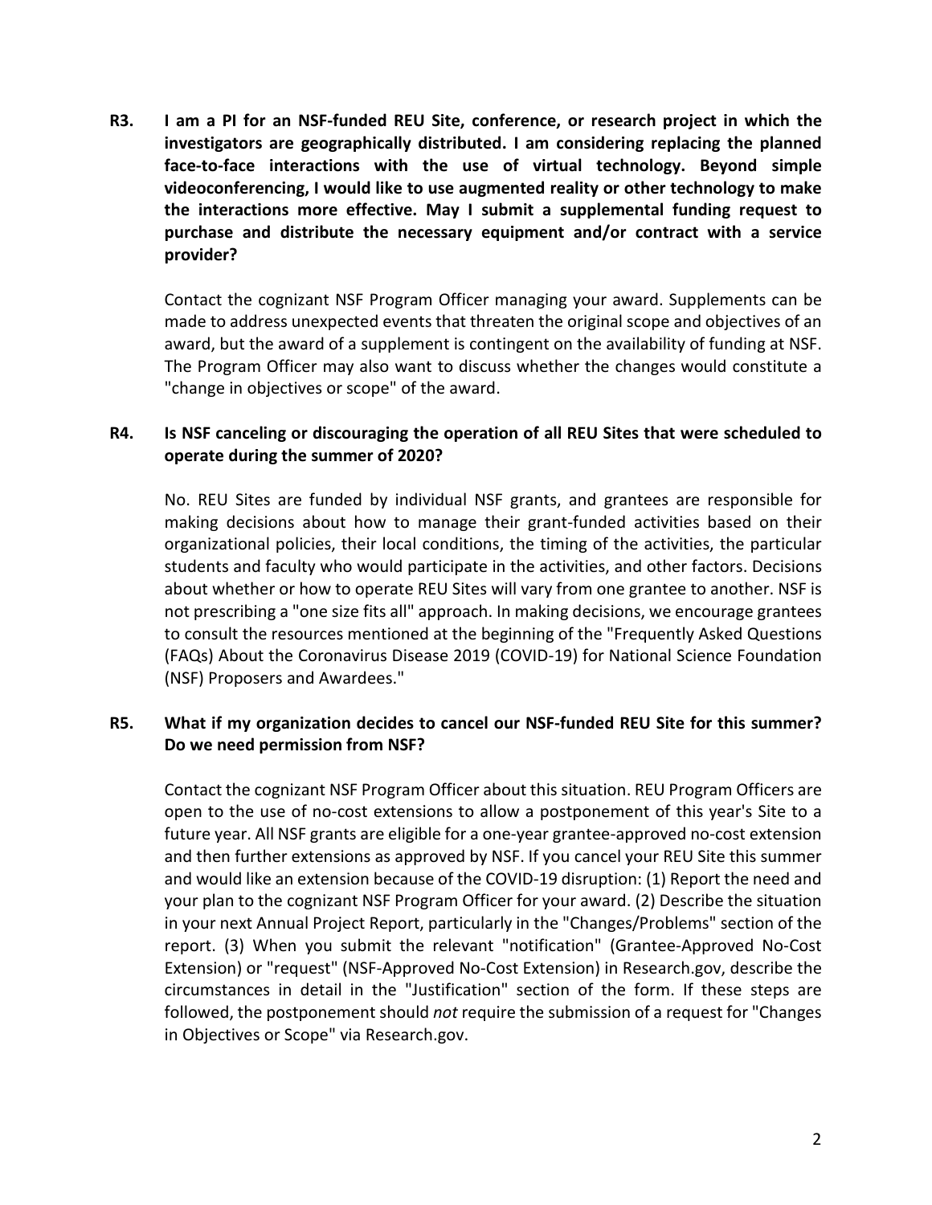**R3. I am a PI for an NSF-funded REU Site, conference, or research project in which the investigators are geographically distributed. I am considering replacing the planned face-to-face interactions with the use of virtual technology. Beyond simple videoconferencing, I would like to use augmented reality or other technology to make the interactions more effective. May I submit a supplemental funding request to purchase and distribute the necessary equipment and/or contract with a service provider?**

Contact the cognizant NSF Program Officer managing your award. Supplements can be made to address unexpected events that threaten the original scope and objectives of an award, but the award of a supplement is contingent on the availability of funding at NSF. The Program Officer may also want to discuss whether the changes would constitute a "change in objectives or scope" of the award.

**R4. Is NSF canceling or discouraging the operation of all REU Sites that were scheduled to operate during the summer of 2020?**

No. REU Sites are funded by individual NSF grants, and grantees are responsible for making decisions about how to manage their grant-funded activities based on their organizational policies, their local conditions, the timing of the activities, the particular students and faculty who would participate in the activities, and other factors. Decisions about whether or how to operate REU Sites will vary from one grantee to another. NSF is not prescribing a "one size fits all" approach. In making decisions, we encourage grantees to consult the resources mentioned at the beginning of the "Frequently Asked Questions (FAQs) About the Coronavirus Disease 2019 (COVID-19) for National Science Foundation (NSF) Proposers and Awardees."

**R5. What if my organization decides to cancel our NSF-funded REU Site for this summer? Do we need permission from NSF?**

Contact the cognizant NSF Program Officer about this situation. REU Program Officers are open to the use of no-cost extensions to allow a postponement of this year's Site to a future year. All NSF grants are eligible for a one-year grantee-approved no-cost extension and then further extensions as approved by NSF. If you cancel your REU Site this summer and would like an extension because of the COVID-19 disruption: (1) Report the need and your plan to the cognizant NSF Program Officer for your award. (2) Describe the situation in your next Annual Project Report, particularly in the "Changes/Problems" section of the report. (3) When you submit the relevant "notification" (Grantee-Approved No-Cost Extension) or "request" (NSF-Approved No-Cost Extension) in Research.gov, describe the circumstances in detail in the "Justification" section of the form. If these steps are followed, the postponement should *not* require the submission of a request for "Changes in Objectives or Scope" via Research.gov.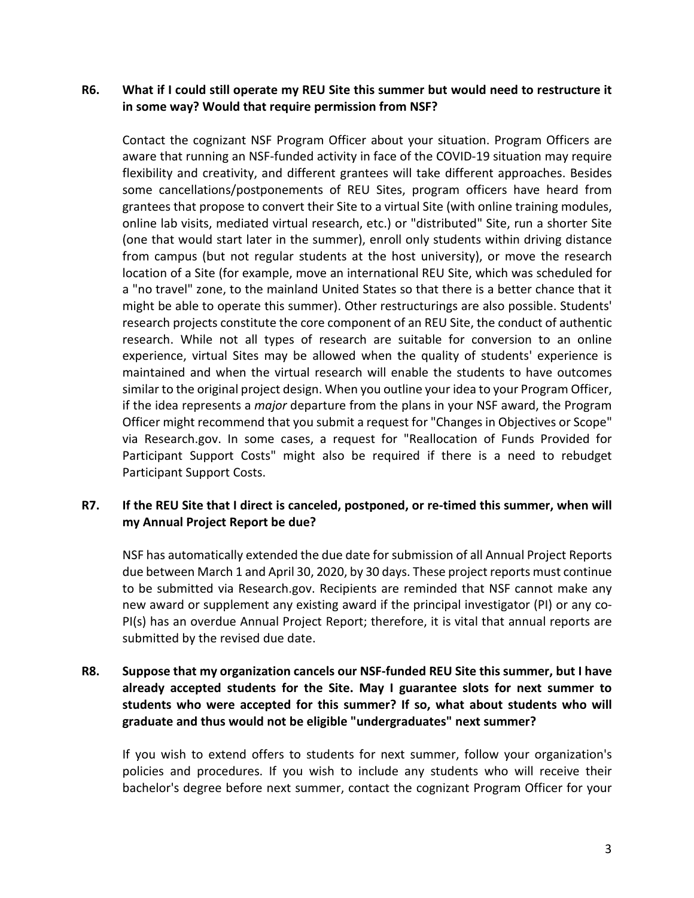**R6. What if I could still operate my REU Site this summer but would need to restructure it in some way? Would that require permission from NSF?**

Contact the cognizant NSF Program Officer about your situation. Program Officers are aware that running an NSF-funded activity in face of the COVID-19 situation may require flexibility and creativity, and different grantees will take different approaches. Besides some cancellations/postponements of REU Sites, program officers have heard from grantees that propose to convert their Site to a virtual Site (with online training modules, online lab visits, mediated virtual research, etc.) or "distributed" Site, run a shorter Site (one that would start later in the summer), enroll only students within driving distance from campus (but not regular students at the host university), or move the research location of a Site (for example, move an international REU Site, which was scheduled for a "no travel" zone, to the mainland United States so that there is a better chance that it might be able to operate this summer). Other restructurings are also possible. Students' research projects constitute the core component of an REU Site, the conduct of authentic research. While not all types of research are suitable for conversion to an online experience, virtual Sites may be allowed when the quality of students' experience is maintained and when the virtual research will enable the students to have outcomes similar to the original project design. When you outline your idea to your Program Officer, if the idea represents a *major* departure from the plans in your NSF award, the Program Officer might recommend that you submit a request for "Changes in Objectives or Scope" via Research.gov. In some cases, a request for "Reallocation of Funds Provided for Participant Support Costs" might also be required if there is a need to rebudget Participant Support Costs.

**R7. If the REU Site that I direct is canceled, postponed, or re-timed this summer, when will my Annual Project Report be due?**

NSF has automatically extended the due date for submission of all Annual Project Reports due between March 1 and April 30, 2020, by 30 days. These project reports must continue to be submitted via Research.gov. Recipients are reminded that NSF cannot make any new award or supplement any existing award if the principal investigator (PI) or any co-PI(s) has an overdue Annual Project Report; therefore, it is vital that annual reports are submitted by the revised due date.

**R8. Suppose that my organization cancels our NSF-funded REU Site this summer, but I have already accepted students for the Site. May I guarantee slots for next summer to students who were accepted for this summer? If so, what about students who will graduate and thus would not be eligible "undergraduates" next summer?**

If you wish to extend offers to students for next summer, follow your organization's policies and procedures. If you wish to include any students who will receive their bachelor's degree before next summer, contact the cognizant Program Officer for your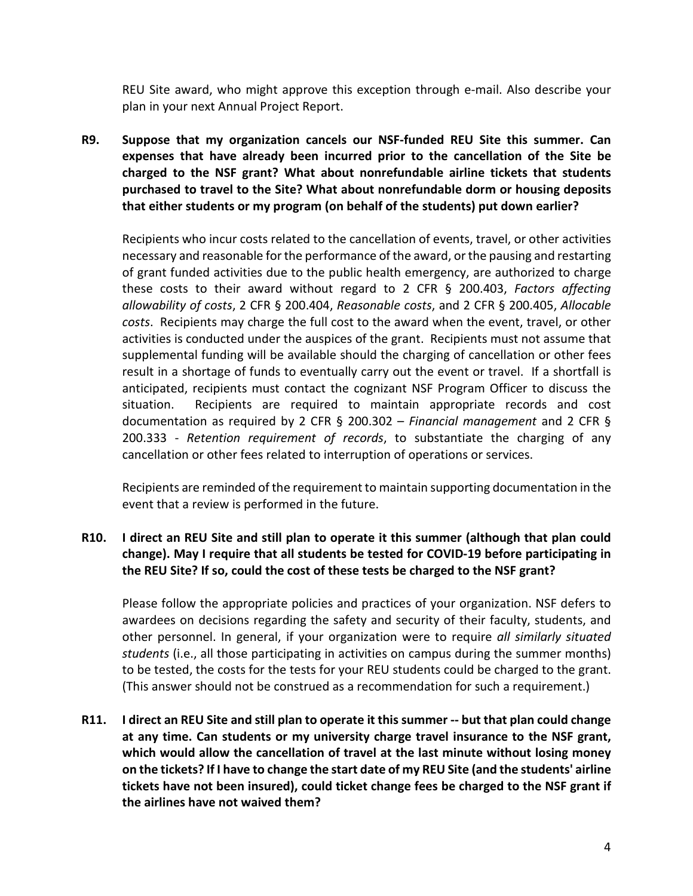REU Site award, who might approve this exception through e-mail. Also describe your plan in your next Annual Project Report.

**R9. Suppose that my organization cancels our NSF-funded REU Site this summer. Can expenses that have already been incurred prior to the cancellation of the Site be charged to the NSF grant? What about nonrefundable airline tickets that students purchased to travel to the Site? What about nonrefundable dorm or housing deposits that either students or my program (on behalf of the students) put down earlier?**

Recipients who incur costs related to the cancellation of events, travel, or other activities necessary and reasonable for the performance of the award, or the pausing and restarting of grant funded activities due to the public health emergency, are authorized to charge these costs to their award without regard to 2 CFR § 200.403, *Factors affecting allowability of costs*, 2 CFR § 200.404, *Reasonable costs*, and 2 CFR § 200.405, *Allocable costs*. Recipients may charge the full cost to the award when the event, travel, or other activities is conducted under the auspices of the grant. Recipients must not assume that supplemental funding will be available should the charging of cancellation or other fees result in a shortage of funds to eventually carry out the event or travel. If a shortfall is anticipated, recipients must contact the cognizant NSF Program Officer to discuss the situation. Recipients are required to maintain appropriate records and cost documentation as required by 2 CFR § 200.302 – *Financial management* and 2 CFR § 200.333 - *Retention requirement of records*, to substantiate the charging of any cancellation or other fees related to interruption of operations or services.

Recipients are reminded of the requirement to maintain supporting documentation in the event that a review is performed in the future.

**R10. I direct an REU Site and still plan to operate it this summer (although that plan could change). May I require that all students be tested for COVID-19 before participating in the REU Site? If so, could the cost of these tests be charged to the NSF grant?**

Please follow the appropriate policies and practices of your organization. NSF defers to awardees on decisions regarding the safety and security of their faculty, students, and other personnel. In general, if your organization were to require *all similarly situated students* (i.e., all those participating in activities on campus during the summer months) to be tested, the costs for the tests for your REU students could be charged to the grant. (This answer should not be construed as a recommendation for such a requirement.)

**R11. I direct an REU Site and still plan to operate it this summer -- but that plan could change at any time. Can students or my university charge travel insurance to the NSF grant, which would allow the cancellation of travel at the last minute without losing money on the tickets? If I have to change the start date of my REU Site (and the students' airline tickets have not been insured), could ticket change fees be charged to the NSF grant if the airlines have not waived them?**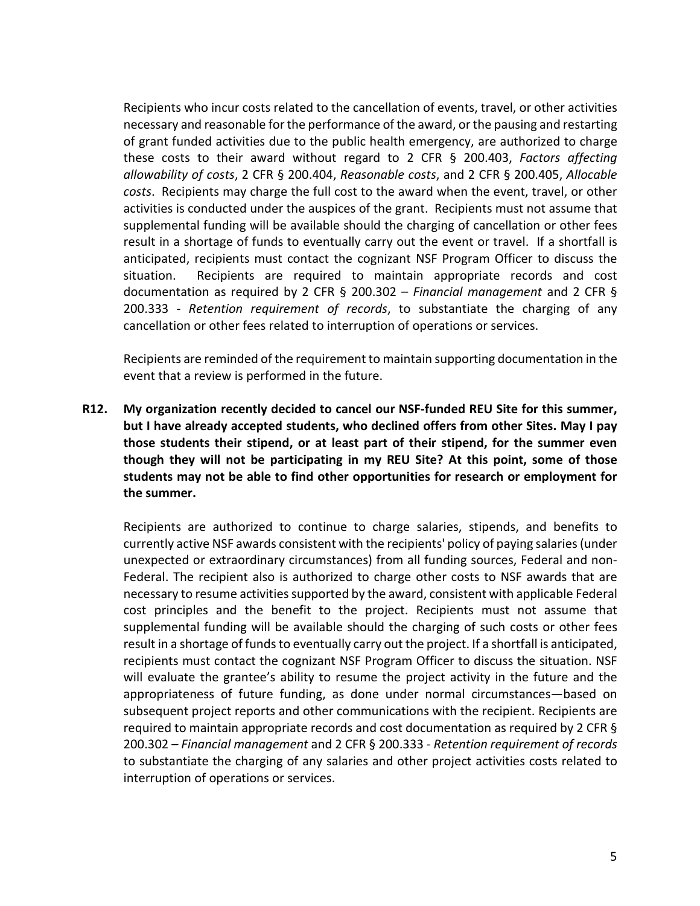Recipients who incur costs related to the cancellation of events, travel, or other activities necessary and reasonable for the performance of the award, or the pausing and restarting of grant funded activities due to the public health emergency, are authorized to charge these costs to their award without regard to 2 CFR § 200.403, *Factors affecting allowability of costs*, 2 CFR § 200.404, *Reasonable costs*, and 2 CFR § 200.405, *Allocable costs*. Recipients may charge the full cost to the award when the event, travel, or other activities is conducted under the auspices of the grant. Recipients must not assume that supplemental funding will be available should the charging of cancellation or other fees result in a shortage of funds to eventually carry out the event or travel. If a shortfall is anticipated, recipients must contact the cognizant NSF Program Officer to discuss the situation. Recipients are required to maintain appropriate records and cost documentation as required by 2 CFR § 200.302 – *Financial management* and 2 CFR § 200.333 - *Retention requirement of records*, to substantiate the charging of any cancellation or other fees related to interruption of operations or services.

Recipients are reminded of the requirement to maintain supporting documentation in the event that a review is performed in the future.

**R12. My organization recently decided to cancel our NSF-funded REU Site for this summer, but I have already accepted students, who declined offers from other Sites. May I pay those students their stipend, or at least part of their stipend, for the summer even though they will not be participating in my REU Site? At this point, some of those students may not be able to find other opportunities for research or employment for the summer.**

Recipients are authorized to continue to charge salaries, stipends, and benefits to currently active NSF awards consistent with the recipients' policy of paying salaries (under unexpected or extraordinary circumstances) from all funding sources, Federal and non-Federal. The recipient also is authorized to charge other costs to NSF awards that are necessary to resume activities supported by the award, consistent with applicable Federal cost principles and the benefit to the project. Recipients must not assume that supplemental funding will be available should the charging of such costs or other fees result in a shortage of funds to eventually carry out the project. If a shortfall is anticipated, recipients must contact the cognizant NSF Program Officer to discuss the situation. NSF will evaluate the grantee's ability to resume the project activity in the future and the appropriateness of future funding, as done under normal circumstances—based on subsequent project reports and other communications with the recipient. Recipients are required to maintain appropriate records and cost documentation as required by 2 CFR § 200.302 – *Financial management* and 2 CFR § 200.333 - *Retention requirement of records* to substantiate the charging of any salaries and other project activities costs related to interruption of operations or services.